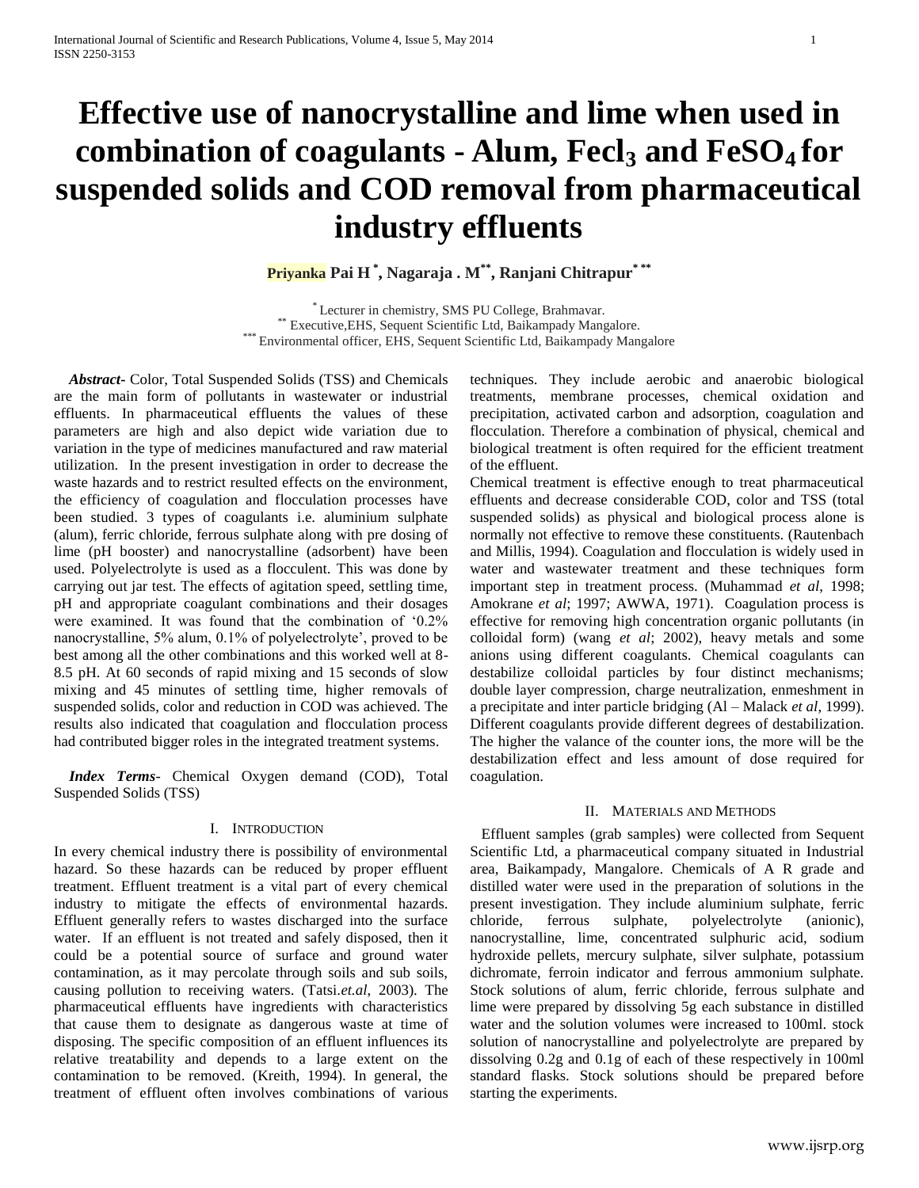# Effective use of nanocrystalline and lime when used in combination of coagulants - Alum, $FeCl_3$ and $FeSO_4$ for suspended solids and COD removal from pharmaceutical industry effluents

**Priyanka Pai H [*], Nagaraja . M[**], Ranjani Chitrapur[* **]**

[*] Lecturer in chemistry, SMS PU College, Brahmavar.
[**] Executive,EHS, Sequent Scientific Ltd, Baikampady Mangalore.
[***] Environmental officer, EHS, Sequent Scientific Ltd, Baikampady Mangalore

***Abstract-*** Color, Total Suspended Solids (TSS) and Chemicals are the main form of pollutants in wastewater or industrial effluents. In pharmaceutical effluents the values of these parameters are high and also depict wide variation due to variation in the type of medicines manufactured and raw material utilization. In the present investigation in order to decrease the waste hazards and to restrict resulted effects on the environment, the efficiency of coagulation and flocculation processes have been studied. 3 types of coagulants i.e. aluminium sulphate (alum), ferric chloride, ferrous sulphate along with pre dosing of lime (pH booster) and nanocrystalline (adsorbent) have been used. Polyelectrolyte is used as a flocculent. This was done by carrying out jar test. The effects of agitation speed, settling time, pH and appropriate coagulant combinations and their dosages were examined. It was found that the combination of '0.2% nanocrystalline, 5% alum, 0.1% of polyelectrolyte', proved to be best among all the other combinations and this worked well at 8-8.5 pH. At 60 seconds of rapid mixing and 15 seconds of slow mixing and 45 minutes of settling time, higher removals of suspended solids, color and reduction in COD was achieved. The results also indicated that coagulation and flocculation process had contributed bigger roles in the integrated treatment systems.

***Index Terms-*** Chemical Oxygen demand (COD), Total Suspended Solids (TSS)

## I. Introduction

In every chemical industry there is possibility of environmental hazard. So these hazards can be reduced by proper effluent treatment. Effluent treatment is a vital part of every chemical industry to mitigate the effects of environmental hazards. Effluent generally refers to wastes discharged into the surface water. If an effluent is not treated and safely disposed, then it could be a potential source of surface and ground water contamination, as it may percolate through soils and sub soils, causing pollution to receiving waters. (Tatsi.*et.al*, 2003). The pharmaceutical effluents have ingredients with characteristics that cause them to designate as dangerous waste at time of disposing. The specific composition of an effluent influences its relative treatability and depends to a large extent on the contamination to be removed. (Kreith, 1994). In general, the treatment of effluent often involves combinations of various techniques. They include aerobic and anaerobic biological treatments, membrane processes, chemical oxidation and precipitation, activated carbon and adsorption, coagulation and flocculation. Therefore a combination of physical, chemical and biological treatment is often required for the efficient treatment of the effluent.

Chemical treatment is effective enough to treat pharmaceutical effluents and decrease considerable COD, color and TSS (total suspended solids) as physical and biological process alone is normally not effective to remove these constituents. (Rautenbach and Millis, 1994). Coagulation and flocculation is widely used in water and wastewater treatment and these techniques form important step in treatment process. (Muhammad *et al*, 1998; Amokrane *et al*; 1997; AWWA, 1971). Coagulation process is effective for removing high concentration organic pollutants (in colloidal form) (wang *et al*; 2002), heavy metals and some anions using different coagulants. Chemical coagulants can destabilize colloidal particles by four distinct mechanisms; double layer compression, charge neutralization, enmeshment in a precipitate and inter particle bridging (Al – Malack *et al*, 1999). Different coagulants provide different degrees of destabilization. The higher the valance of the counter ions, the more will be the destabilization effect and less amount of dose required for coagulation.

## II. Materials and Methods

Effluent samples (grab samples) were collected from Sequent Scientific Ltd, a pharmaceutical company situated in Industrial area, Baikampady, Mangalore. Chemicals of A R grade and distilled water were used in the preparation of solutions in the present investigation. They include aluminium sulphate, ferric chloride, ferrous sulphate, polyelectrolyte (anionic), nanocrystalline, lime, concentrated sulphuric acid, sodium hydroxide pellets, mercury sulphate, silver sulphate, potassium dichromate, ferroin indicator and ferrous ammonium sulphate. Stock solutions of alum, ferric chloride, ferrous sulphate and lime were prepared by dissolving 5g each substance in distilled water and the solution volumes were increased to 100ml. stock solution of nanocrystalline and polyelectrolyte are prepared by dissolving 0.2g and 0.1g of each of these respectively in 100ml standard flasks. Stock solutions should be prepared before starting the experiments.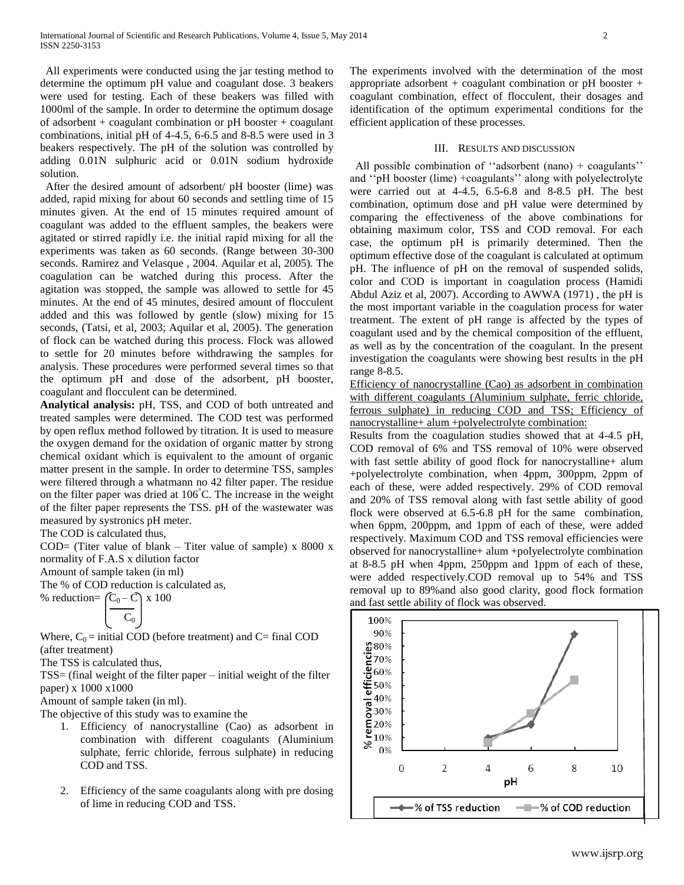All experiments were conducted using the jar testing method to determine the optimum pH value and coagulant dose. 3 beakers were used for testing. Each of these beakers was filled with 1000ml of the sample. In order to determine the optimum dosage of adsorbent + coagulant combination or pH booster + coagulant combinations, initial pH of 4-4.5, 6-6.5 and 8-8.5 were used in 3 beakers respectively. The pH of the solution was controlled by adding 0.01N sulphuric acid or 0.01N sodium hydroxide solution.

After the desired amount of adsorbent/ pH booster (lime) was added, rapid mixing for about 60 seconds and settling time of 15 minutes given. At the end of 15 minutes required amount of coagulant was added to the effluent samples, the beakers were agitated or stirred rapidly i.e. the initial rapid mixing for all the experiments was taken as 60 seconds. (Range between 30-300 seconds. Ramirez and Velasque , 2004. Aquilar et al, 2005). The coagulation can be watched during this process. After the agitation was stopped, the sample was allowed to settle for 45 minutes. At the end of 45 minutes, desired amount of flocculent added and this was followed by gentle (slow) mixing for 15 seconds, (Tatsi, et al, 2003; Aquilar et al, 2005). The generation of flock can be watched during this process. Flock was allowed to settle for 20 minutes before withdrawing the samples for analysis. These procedures were performed several times so that the optimum pH and dose of the adsorbent, pH booster, coagulant and flocculent can be determined.

**Analytical analysis:** pH, TSS, and COD of both untreated and treated samples were determined. The COD test was performed by open reflux method followed by titration. It is used to measure the oxygen demand for the oxidation of organic matter by strong chemical oxidant which is equivalent to the amount of organic matter present in the sample. In order to determine TSS, samples were filtered through a whatmann no 42 filter paper. The residue on the filter paper was dried at 106°C. The increase in the weight of the filter paper represents the TSS. pH of the wastewater was measured by systronics pH meter.

The COD is calculated thus,

$$COD = \frac{(\text{Titer value of blank} - \text{Titer value of sample}) \times 8000 \times \text{normality of F.A.S} \times \text{dilution factor}}{\text{Amount of sample taken (in ml)}}$$

The % of COD reduction is calculated as,

$$\% \text{ reduction} = \left(\frac{C_0 - C}{C_0}\right) \times 100$$

Where, $C_0$ = initial COD (before treatment) and C= final COD (after treatment)

The TSS is calculated thus,

$$TSS = \frac{(\text{final weight of the filter paper} - \text{initial weight of the filter paper}) \times 1000 \times 1000}{\text{Amount of sample taken (in ml)}}$$

The objective of this study was to examine the

1. Efficiency of nanocrystalline (Cao) as adsorbent in combination with different coagulants (Aluminium sulphate, ferric chloride, ferrous sulphate) in reducing COD and TSS.
2. Efficiency of the same coagulants along with pre dosing of lime in reducing COD and TSS.

The experiments involved with the determination of the most appropriate adsorbent + coagulant combination or pH booster + coagulant combination, effect of flocculent, their dosages and identification of the optimum experimental conditions for the efficient application of these processes.

## III. Results and discussion

All possible combination of ''adsorbent (nano) + coagulants'' and ''pH booster (lime) +coagulants'' along with polyelectrolyte were carried out at 4-4.5, 6.5-6.8 and 8-8.5 pH. The best combination, optimum dose and pH value were determined by comparing the effectiveness of the above combinations for obtaining maximum color, TSS and COD removal. For each case, the optimum pH is primarily determined. Then the optimum effective dose of the coagulant is calculated at optimum pH. The influence of pH on the removal of suspended solids, color and COD is important in coagulation process (Hamidi Abdul Aziz et al, 2007). According to AWWA (1971) , the pH is the most important variable in the coagulation process for water treatment. The extent of pH range is affected by the types of coagulant used and by the chemical composition of the effluent, as well as by the concentration of the coagulant. In the present investigation the coagulants were showing best results in the pH range 8-8.5.

Efficiency of nanocrystalline (Cao) as adsorbent in combination with different coagulants (Aluminium sulphate, ferric chloride, ferrous sulphate) in reducing COD and TSS; Efficiency of nanocrystalline+ alum +polyelectrolyte combination:

Results from the coagulation studies showed that at 4-4.5 pH, COD removal of 6% and TSS removal of 10% were observed with fast settle ability of good flock for nanocrystalline+ alum +polyelectrolyte combination, when 4ppm, 300ppm, 2ppm of each of these, were added respectively. 29% of COD removal and 20% of TSS removal along with fast settle ability of good flock were observed at 6.5-6.8 pH for the same combination, when 6ppm, 200ppm, and 1ppm of each of these, were added respectively. Maximum COD and TSS removal efficiencies were observed for nanocrystalline+ alum +polyelectrolyte combination at 8-8.5 pH when 4ppm, 250ppm and 1ppm of each of these, were added respectively.COD removal up to 54% and TSS removal up to 89%and also good clarity, good flock formation and fast settle ability of flock was observed.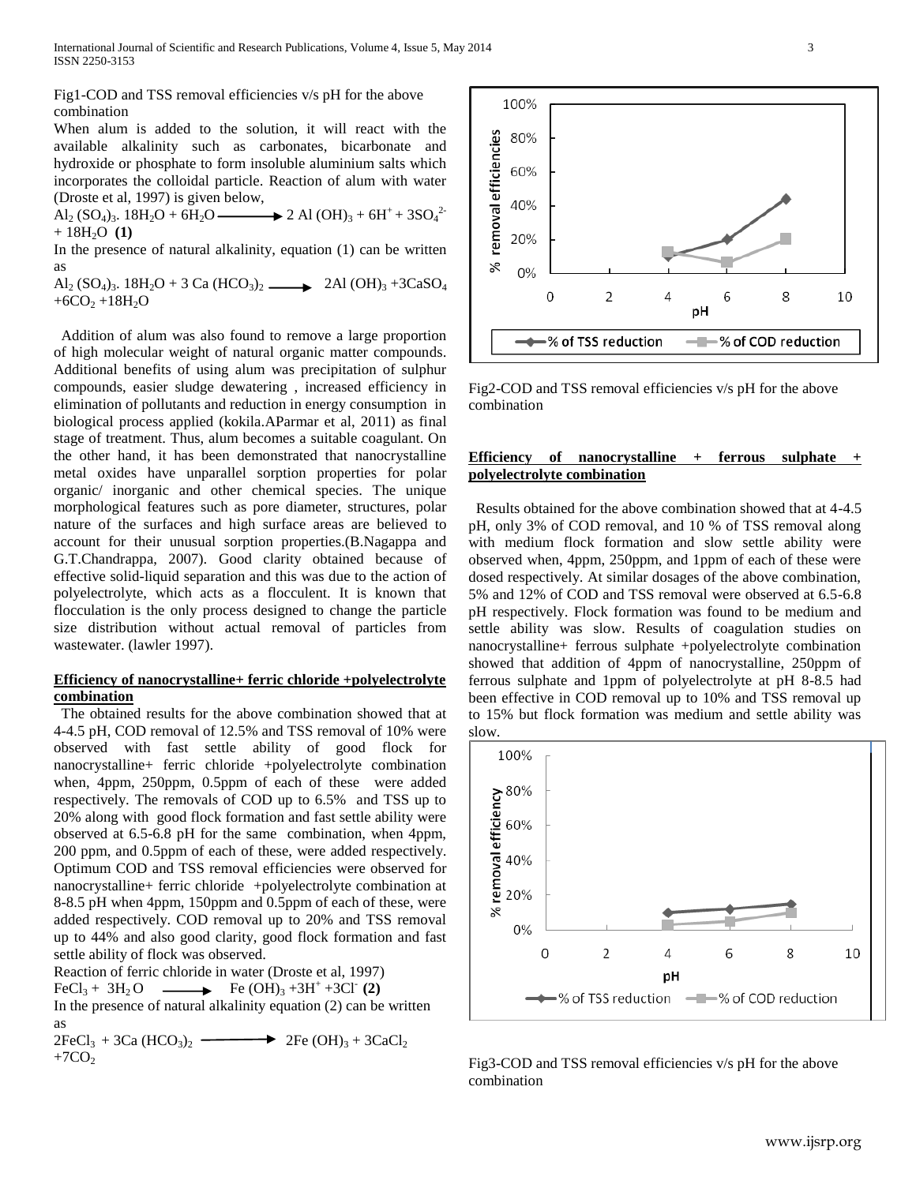Fig1-COD and TSS removal efficiencies v/s pH for the above combination

When alum is added to the solution, it will react with the available alkalinity such as carbonates, bicarbonate and hydroxide or phosphate to form insoluble aluminium salts which incorporates the colloidal particle. Reaction of alum with water (Droste et al, 1997) is given below,

$$Al_2(SO_4)_3.18H_2O + 6H_2O \longrightarrow 2Al(OH)_3 + 6H^+ + 3SO_4^{2-} + 18H_2O \quad \textbf{(1)}$$

In the presence of natural alkalinity, equation (1) can be written as

$$Al_2(SO_4)_3.18H_2O + 3Ca(HCO_3)_2 \longrightarrow 2Al(OH)_3 + 3CaSO_4 + 6CO_2 + 18H_2O$$

Addition of alum was also found to remove a large proportion of high molecular weight of natural organic matter compounds. Additional benefits of using alum was precipitation of sulphur compounds, easier sludge dewatering , increased efficiency in elimination of pollutants and reduction in energy consumption in biological process applied (kokila.AParmar et al, 2011) as final stage of treatment. Thus, alum becomes a suitable coagulant. On the other hand, it has been demonstrated that nanocrystalline metal oxides have unparallel sorption properties for polar organic/ inorganic and other chemical species. The unique morphological features such as pore diameter, structures, polar nature of the surfaces and high surface areas are believed to account for their unusual sorption properties.(B.Nagappa and G.T.Chandrappa, 2007). Good clarity obtained because of effective solid-liquid separation and this was due to the action of polyelectrolyte, which acts as a flocculent. It is known that flocculation is the only process designed to change the particle size distribution without actual removal of particles from wastewater. (lawler 1997).

**Efficiency of nanocrystalline+ ferric chloride +polyelectrolyte combination**

The obtained results for the above combination showed that at 4-4.5 pH, COD removal of 12.5% and TSS removal of 10% were observed with fast settle ability of good flock for nanocrystalline+ ferric chloride +polyelectrolyte combination when, 4ppm, 250ppm, 0.5ppm of each of these were added respectively. The removals of COD up to 6.5% and TSS up to 20% along with good flock formation and fast settle ability were observed at 6.5-6.8 pH for the same combination, when 4ppm, 200 ppm, and 0.5ppm of each of these, were added respectively. Optimum COD and TSS removal efficiencies were observed for nanocrystalline+ ferric chloride +polyelectrolyte combination at 8-8.5 pH when 4ppm, 150ppm and 0.5ppm of each of these, were added respectively. COD removal up to 20% and TSS removal up to 44% and also good clarity, good flock formation and fast settle ability of flock was observed.

Reaction of ferric chloride in water (Droste et al, 1997)

$$FeCl_3 + 3H_2O \longrightarrow Fe(OH)_3 + 3H^+ + 3Cl^- \quad \textbf{(2)}$$

In the presence of natural alkalinity equation (2) can be written as

$$2FeCl_3 + 3Ca(HCO_3)_2 \longrightarrow 2Fe(OH)_3 + 3CaCl_2 + 7CO_2$$

Fig2-COD and TSS removal efficiencies v/s pH for the above combination

**Efficiency of nanocrystalline + ferrous sulphate + polyelectrolyte combination**

Results obtained for the above combination showed that at 4-4.5 pH, only 3% of COD removal, and 10 % of TSS removal along with medium flock formation and slow settle ability were observed when, 4ppm, 250ppm, and 1ppm of each of these were dosed respectively. At similar dosages of the above combination, 5% and 12% of COD and TSS removal were observed at 6.5-6.8 pH respectively. Flock formation was found to be medium and settle ability was slow. Results of coagulation studies on nanocrystalline+ ferrous sulphate +polyelectrolyte combination showed that addition of 4ppm of nanocrystalline, 250ppm of ferrous sulphate and 1ppm of polyelectrolyte at pH 8-8.5 had been effective in COD removal up to 10% and TSS removal up to 15% but flock formation was medium and settle ability was slow.

Fig3-COD and TSS removal efficiencies v/s pH for the above combination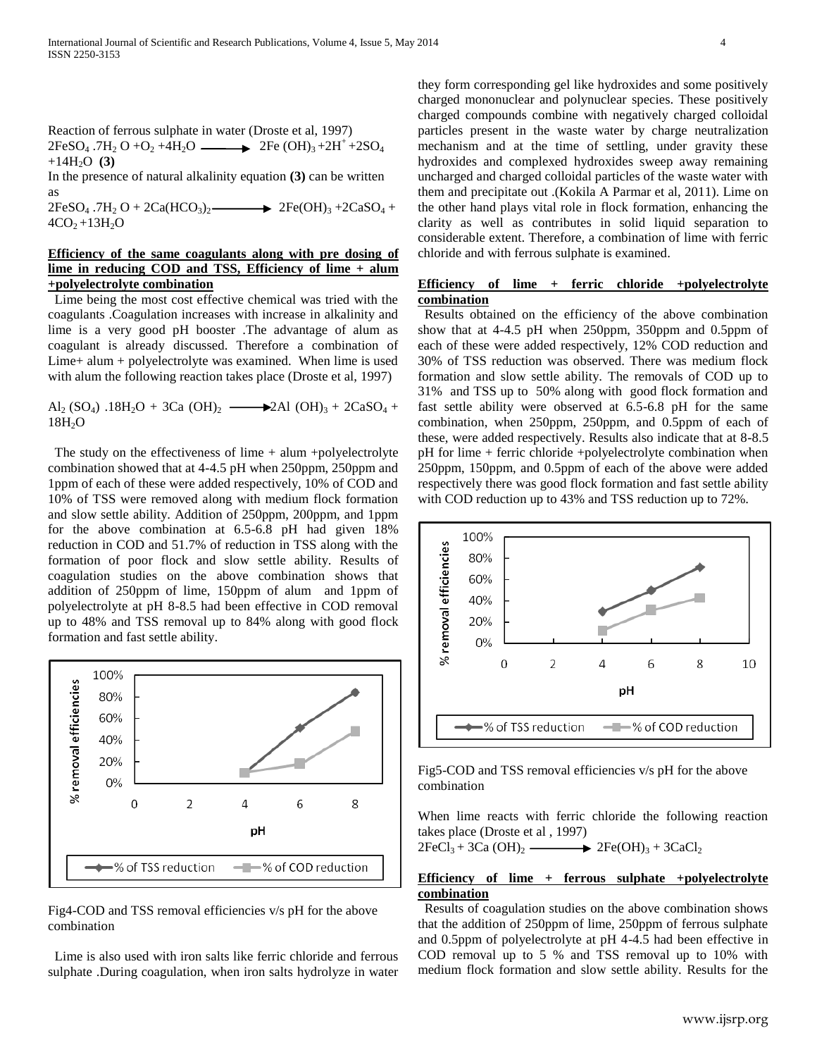Reaction of ferrous sulphate in water (Droste et al, 1997)

$$2FeSO_4.7H_2O + O_2 + 4H_2O \longrightarrow 2Fe(OH)_3 + 2H^+ + 2SO_4 + 14H_2O \quad \textbf{(3)}$$

In the presence of natural alkalinity equation **(3)** can be written as

$$2FeSO_4.7H_2O + 2Ca(HCO_3)_2 \longrightarrow 2Fe(OH)_3 + 2CaSO_4 + 4CO_2 + 13H_2O$$

**Efficiency of the same coagulants along with pre dosing of lime in reducing COD and TSS, Efficiency of lime + alum +polyelectrolyte combination**

Lime being the most cost effective chemical was tried with the coagulants .Coagulation increases with increase in alkalinity and lime is a very good pH booster .The advantage of alum as coagulant is already discussed. Therefore a combination of Lime+ alum + polyelectrolyte was examined. When lime is used with alum the following reaction takes place (Droste et al, 1997)

$$Al_2(SO_4).18H_2O + 3Ca(OH)_2 \longrightarrow 2Al(OH)_3 + 2CaSO_4 + 18H_2O$$

The study on the effectiveness of lime + alum +polyelectrolyte combination showed that at 4-4.5 pH when 250ppm, 250ppm and 1ppm of each of these were added respectively, 10% of COD and 10% of TSS were removed along with medium flock formation and slow settle ability. Addition of 250ppm, 200ppm, and 1ppm for the above combination at 6.5-6.8 pH had given 18% reduction in COD and 51.7% of reduction in TSS along with the formation of poor flock and slow settle ability. Results of coagulation studies on the above combination shows that addition of 250ppm of lime, 150ppm of alum and 1ppm of polyelectrolyte at pH 8-8.5 had been effective in COD removal up to 48% and TSS removal up to 84% along with good flock formation and fast settle ability.

Fig4-COD and TSS removal efficiencies v/s pH for the above combination

Lime is also used with iron salts like ferric chloride and ferrous sulphate .During coagulation, when iron salts hydrolyze in water they form corresponding gel like hydroxides and some positively charged mononuclear and polynuclear species. These positively charged compounds combine with negatively charged colloidal particles present in the waste water by charge neutralization mechanism and at the time of settling, under gravity these hydroxides and complexed hydroxides sweep away remaining uncharged and charged colloidal particles of the waste water with them and precipitate out .(Kokila A Parmar et al, 2011). Lime on the other hand plays vital role in flock formation, enhancing the clarity as well as contributes in solid liquid separation to considerable extent. Therefore, a combination of lime with ferric chloride and with ferrous sulphate is examined.

**Efficiency of lime + ferric chloride +polyelectrolyte combination**

Results obtained on the efficiency of the above combination show that at 4-4.5 pH when 250ppm, 350ppm and 0.5ppm of each of these were added respectively, 12% COD reduction and 30% of TSS reduction was observed. There was medium flock formation and slow settle ability. The removals of COD up to 31% and TSS up to 50% along with good flock formation and fast settle ability were observed at 6.5-6.8 pH for the same combination, when 250ppm, 250ppm, and 0.5ppm of each of these, were added respectively. Results also indicate that at 8-8.5 pH for lime + ferric chloride +polyelectrolyte combination when 250ppm, 150ppm, and 0.5ppm of each of the above were added respectively there was good flock formation and fast settle ability with COD reduction up to 43% and TSS reduction up to 72%.

Fig5-COD and TSS removal efficiencies v/s pH for the above combination

When lime reacts with ferric chloride the following reaction takes place (Droste et al , 1997)

$$2FeCl_3 + 3Ca(OH)_2 \longrightarrow 2Fe(OH)_3 + 3CaCl_2$$

**Efficiency of lime + ferrous sulphate +polyelectrolyte combination**

Results of coagulation studies on the above combination shows that the addition of 250ppm of lime, 250ppm of ferrous sulphate and 0.5ppm of polyelectrolyte at pH 4-4.5 had been effective in COD removal up to 5 % and TSS removal up to 10% with medium flock formation and slow settle ability. Results for the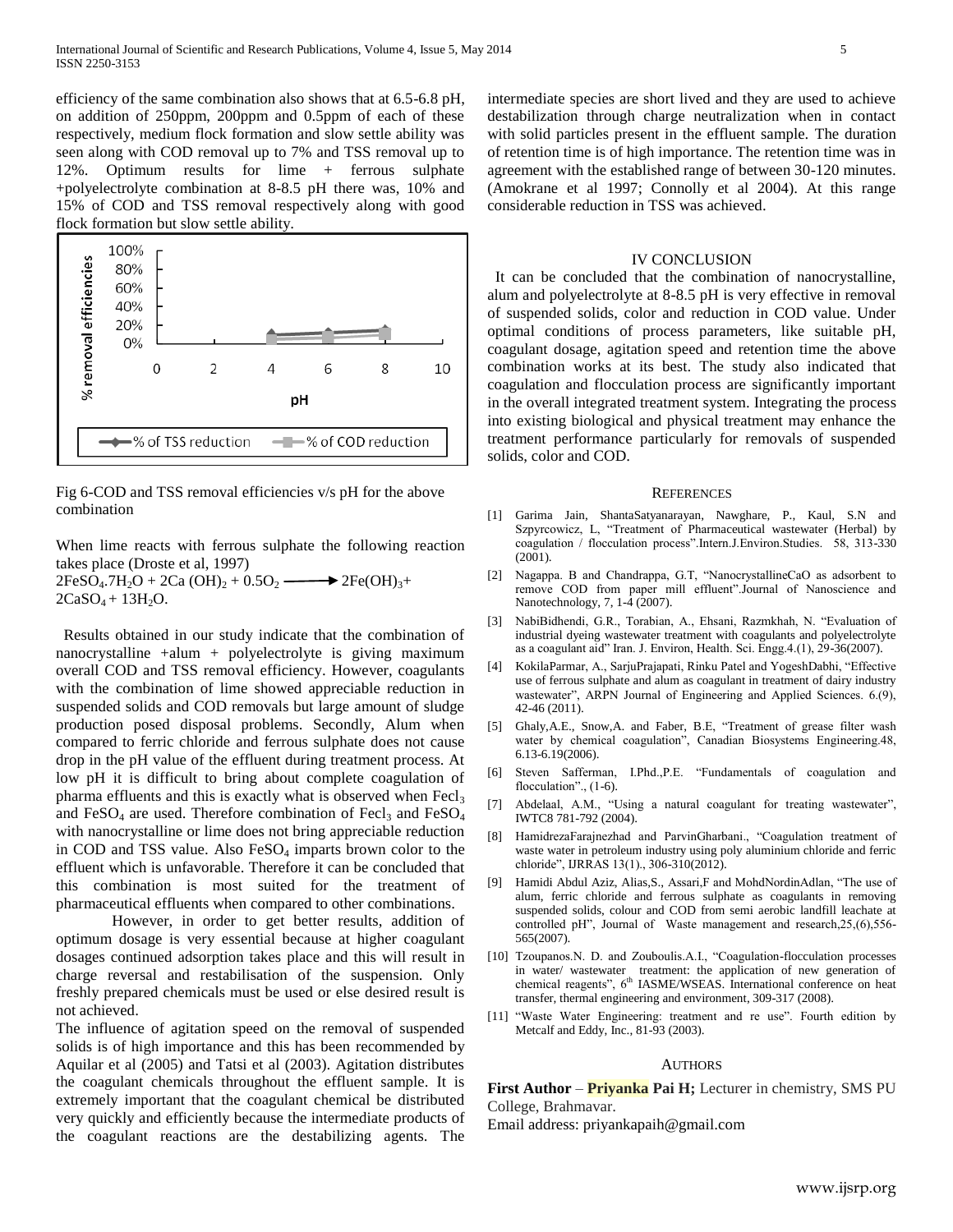efficiency of the same combination also shows that at 6.5-6.8 pH, on addition of 250ppm, 200ppm and 0.5ppm of each of these respectively, medium flock formation and slow settle ability was seen along with COD removal up to 7% and TSS removal up to 12%. Optimum results for lime + ferrous sulphate +polyelectrolyte combination at 8-8.5 pH there was, 10% and 15% of COD and TSS removal respectively along with good flock formation but slow settle ability.

Fig 6-COD and TSS removal efficiencies v/s pH for the above combination

When lime reacts with ferrous sulphate the following reaction takes place (Droste et al, 1997)

$$2FeSO_4.7H_2O + 2Ca(OH)_2 + 0.5O_2 \longrightarrow 2Fe(OH)_3 + 2CaSO_4 + 13H_2O.$$

Results obtained in our study indicate that the combination of nanocrystalline +alum + polyelectrolyte is giving maximum overall COD and TSS removal efficiency. However, coagulants with the combination of lime showed appreciable reduction in suspended solids and COD removals but large amount of sludge production posed disposal problems. Secondly, Alum when compared to ferric chloride and ferrous sulphate does not cause drop in the pH value of the effluent during treatment process. At low pH it is difficult to bring about complete coagulation of pharma effluents and this is exactly what is observed when $Fecl_3$ and $FeSO_4$ are used. Therefore combination of $Fecl_3$ and $FeSO_4$ with nanocrystalline or lime does not bring appreciable reduction in COD and TSS value. Also $FeSO_4$ imparts brown color to the effluent which is unfavorable. Therefore it can be concluded that this combination is most suited for the treatment of pharmaceutical effluents when compared to other combinations.

However, in order to get better results, addition of optimum dosage is very essential because at higher coagulant dosages continued adsorption takes place and this will result in charge reversal and restabilisation of the suspension. Only freshly prepared chemicals must be used or else desired result is not achieved.

The influence of agitation speed on the removal of suspended solids is of high importance and this has been recommended by Aquilar et al (2005) and Tatsi et al (2003). Agitation distributes the coagulant chemicals throughout the effluent sample. It is extremely important that the coagulant chemical be distributed very quickly and efficiently because the intermediate products of the coagulant reactions are the destabilizing agents. The intermediate species are short lived and they are used to achieve destabilization through charge neutralization when in contact with solid particles present in the effluent sample. The duration of retention time is of high importance. The retention time was in agreement with the established range of between 30-120 minutes. (Amokrane et al 1997; Connolly et al 2004). At this range considerable reduction in TSS was achieved.

## IV CONCLUSION

It can be concluded that the combination of nanocrystalline, alum and polyelectrolyte at 8-8.5 pH is very effective in removal of suspended solids, color and reduction in COD value. Under optimal conditions of process parameters, like suitable pH, coagulant dosage, agitation speed and retention time the above combination works at its best. The study also indicated that coagulation and flocculation process are significantly important in the overall integrated treatment system. Integrating the process into existing biological and physical treatment may enhance the treatment performance particularly for removals of suspended solids, color and COD.

## REFERENCES

[1] Garima Jain, ShantaSatyanarayan, Nawghare, P., Kaul, S.N and Szpyrcowicz, L, "Treatment of Pharmaceutical wastewater (Herbal) by coagulation / flocculation process".Intern.J.Environ.Studies. 58, 313-330 (2001).

[2] Nagappa. B and Chandrappa, G.T, "NanocrystallineCaO as adsorbent to remove COD from paper mill effluent".Journal of Nanoscience and Nanotechnology, 7, 1-4 (2007).

[3] NabiBidhendi, G.R., Torabian, A., Ehsani, Razmkhah, N. "Evaluation of industrial dyeing wastewater treatment with coagulants and polyelectrolyte as a coagulant aid" Iran. J. Environ, Health. Sci. Engg.4.(1), 29-36(2007).

[4] KokilaParmar, A., SarjuPrajapati, Rinku Patel and YogeshDabhi, "Effective use of ferrous sulphate and alum as coagulant in treatment of dairy industry wastewater", ARPN Journal of Engineering and Applied Sciences. 6.(9), 42-46 (2011).

[5] Ghaly,A.E., Snow,A. and Faber, B.E, "Treatment of grease filter wash water by chemical coagulation", Canadian Biosystems Engineering.48, 6.13-6.19(2006).

[6] Steven Safferman, I.Phd.,P.E. "Fundamentals of coagulation and flocculation"., (1-6).

[7] Abdelaal, A.M., "Using a natural coagulant for treating wastewater", IWTC8 781-792 (2004).

[8] HamidrezaFarajnezhad and ParvinGharbani., "Coagulation treatment of waste water in petroleum industry using poly aluminium chloride and ferric chloride", IJRRAS 13(1)., 306-310(2012).

[9] Hamidi Abdul Aziz, Alias,S., Assari,F and MohdNordinAdlan, "The use of alum, ferric chloride and ferrous sulphate as coagulants in removing suspended solids, colour and COD from semi aerobic landfill leachate at controlled pH", Journal of Waste management and research,25,(6),556-565(2007).

[10] Tzoupanos.N. D. and Zouboulis.A.I., "Coagulation-flocculation processes in water/ wastewater treatment: the application of new generation of chemical reagents", 6th IASME/WSEAS. International conference on heat transfer, thermal engineering and environment, 309-317 (2008).

[11] "Waste Water Engineering: treatment and re use". Fourth edition by Metcalf and Eddy, Inc., 81-93 (2003).

## AUTHORS

**First Author** – **Priyanka Pai H;** Lecturer in chemistry, SMS PU College, Brahmavar.

Email address: priyankapaih@gmail.com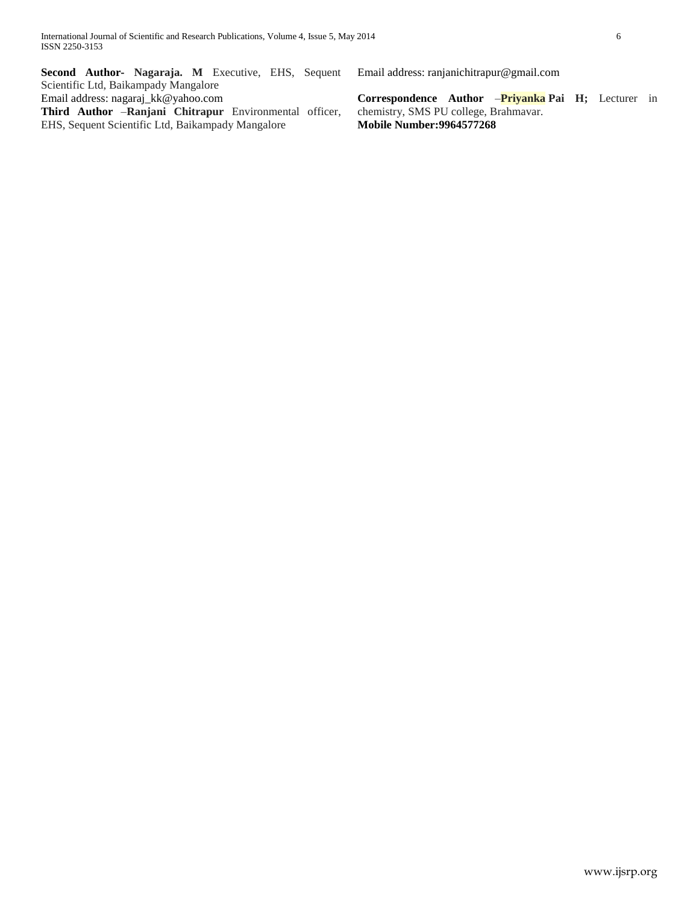**Second Author- Nagaraja. M** Executive, EHS, Sequent Scientific Ltd, Baikampady Mangalore
Email address: nagaraj_kk@yahoo.com

**Third Author** –**Ranjani Chitrapur** Environmental officer, EHS, Sequent Scientific Ltd, Baikampady Mangalore
Email address: ranjanichitrapur@gmail.com

**Correspondence Author** –**Priyanka Pai H;** Lecturer in chemistry, SMS PU college, Brahmavar.
**Mobile Number:9964577268**